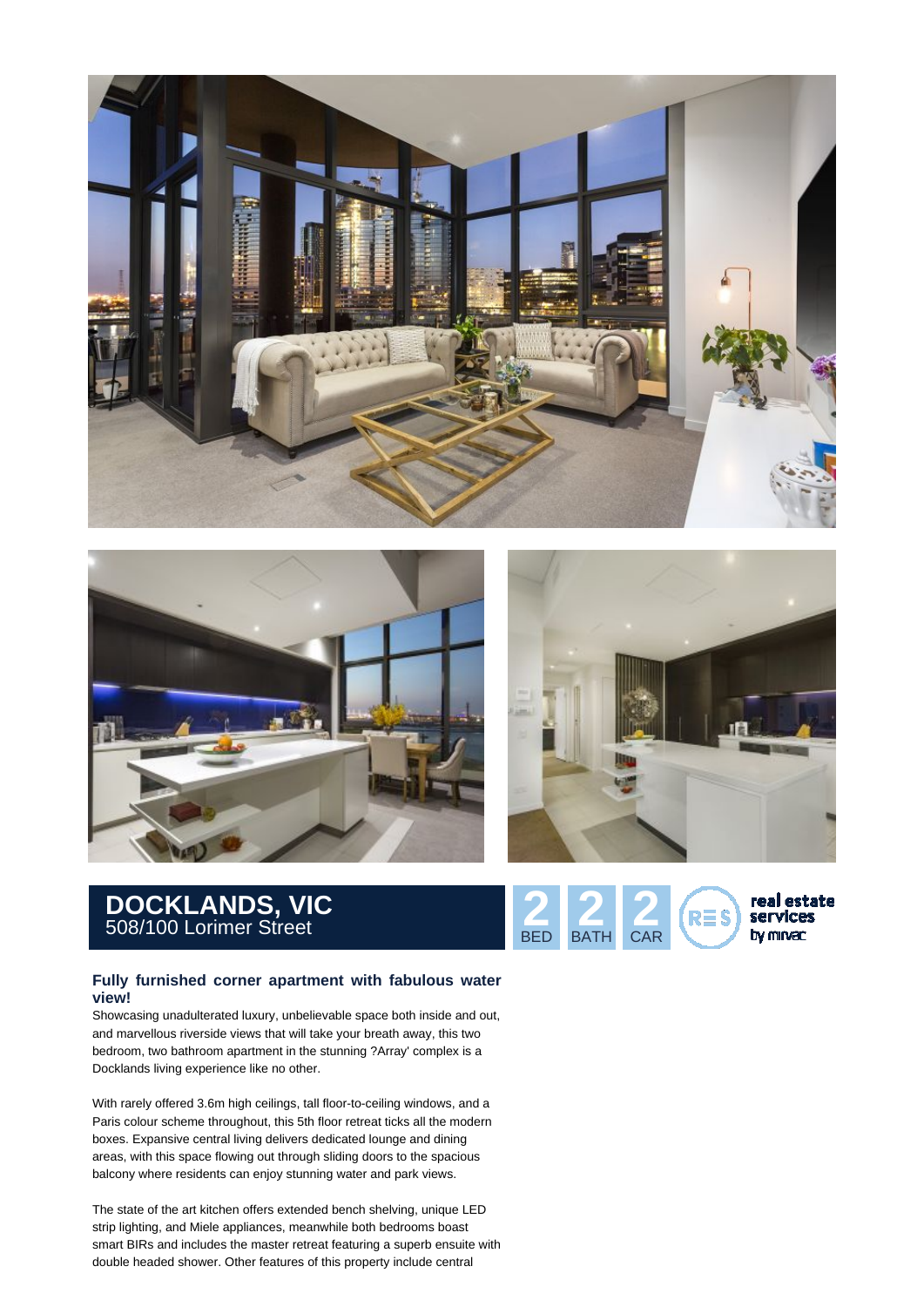# DOCKLANDS, VIC

508/100 Lorimer Street

2 BED 2 BATH 2 CAR

real estate services by mirvac

## Fully furnished corner apartment with fabulous water view!

Showcasing unadulterated luxury, unbelievable space both inside and out, and marvellous riverside views that will take your breath away, this two bedroom, two bathroom apartment in the stunning ?Array' complex is a Docklands living experience like no other.

With rarely offered 3.6m high ceilings, tall floor-to-ceiling windows, and a Paris colour scheme throughout, this 5th floor retreat ticks all the modern boxes. Expansive central living delivers dedicated lounge and dining areas, with this space flowing out through sliding doors to the spacious balcony where residents can enjoy stunning water and park views.

The state of the art kitchen offers extended bench shelving, unique LED strip lighting, and Miele appliances, meanwhile both bedrooms boast smart BIRs and includes the master retreat featuring a superb ensuite with double headed shower. Other features of this property include central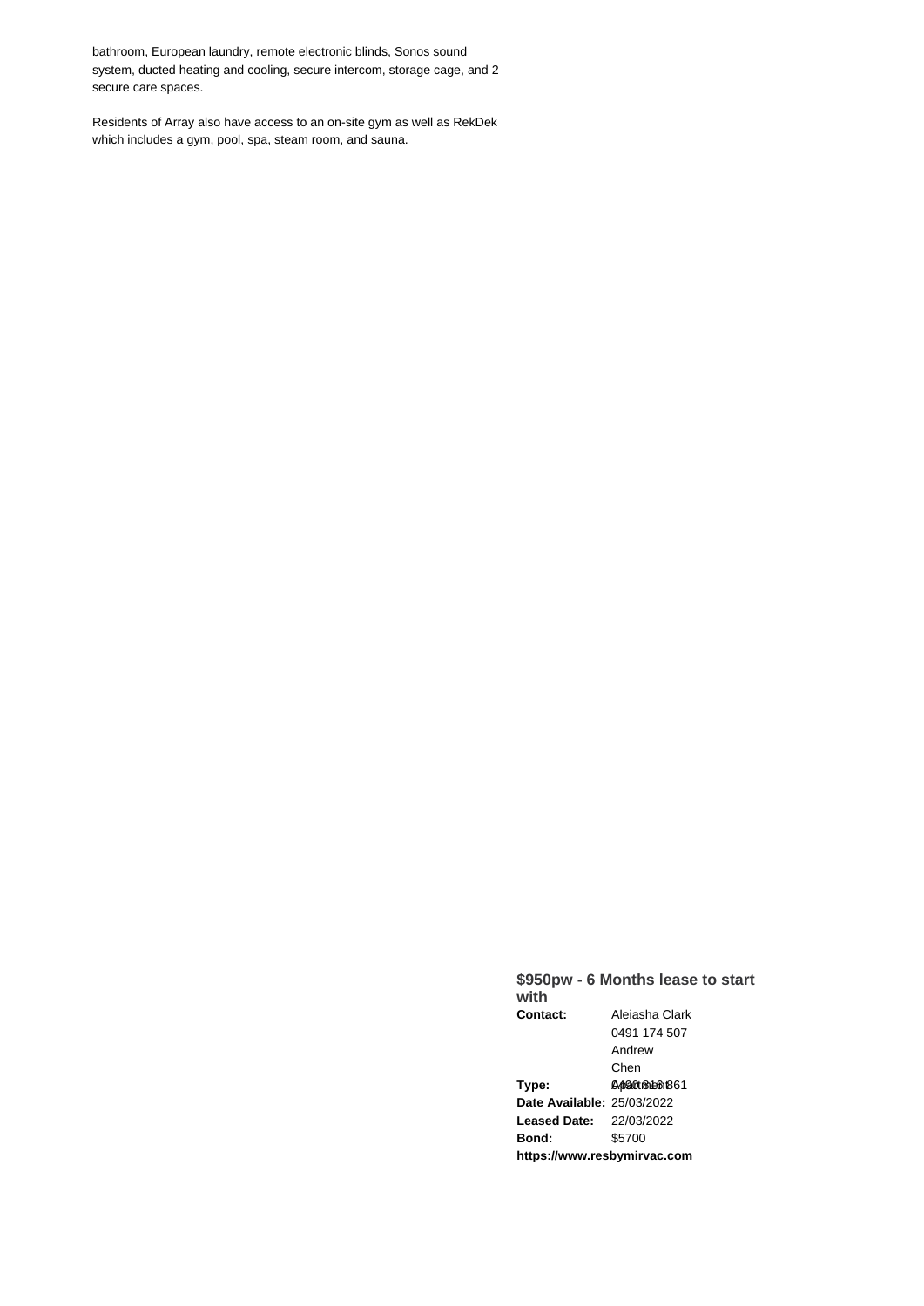bathroom, European laundry, remote electronic blinds, Sonos sound system, ducted heating and cooling, secure intercom, storage cage, and 2 secure care spaces.

Residents of Array also have access to an on-site gym as well as RekDek which includes a gym, pool, spa, steam room, and sauna.

**$950pw - 6 Months lease to start with**

| | |
|---|---|
| **Contact:** | Aleiasha Clark<br>0491 174 507<br>Andrew Chen<br>0490 816 861 |
| **Type:** | Apartment |
| **Date Available:** | 25/03/2022 |
| **Leased Date:** | 22/03/2022 |
| **Bond:** | $5700 |

**https://www.resbymirvac.com**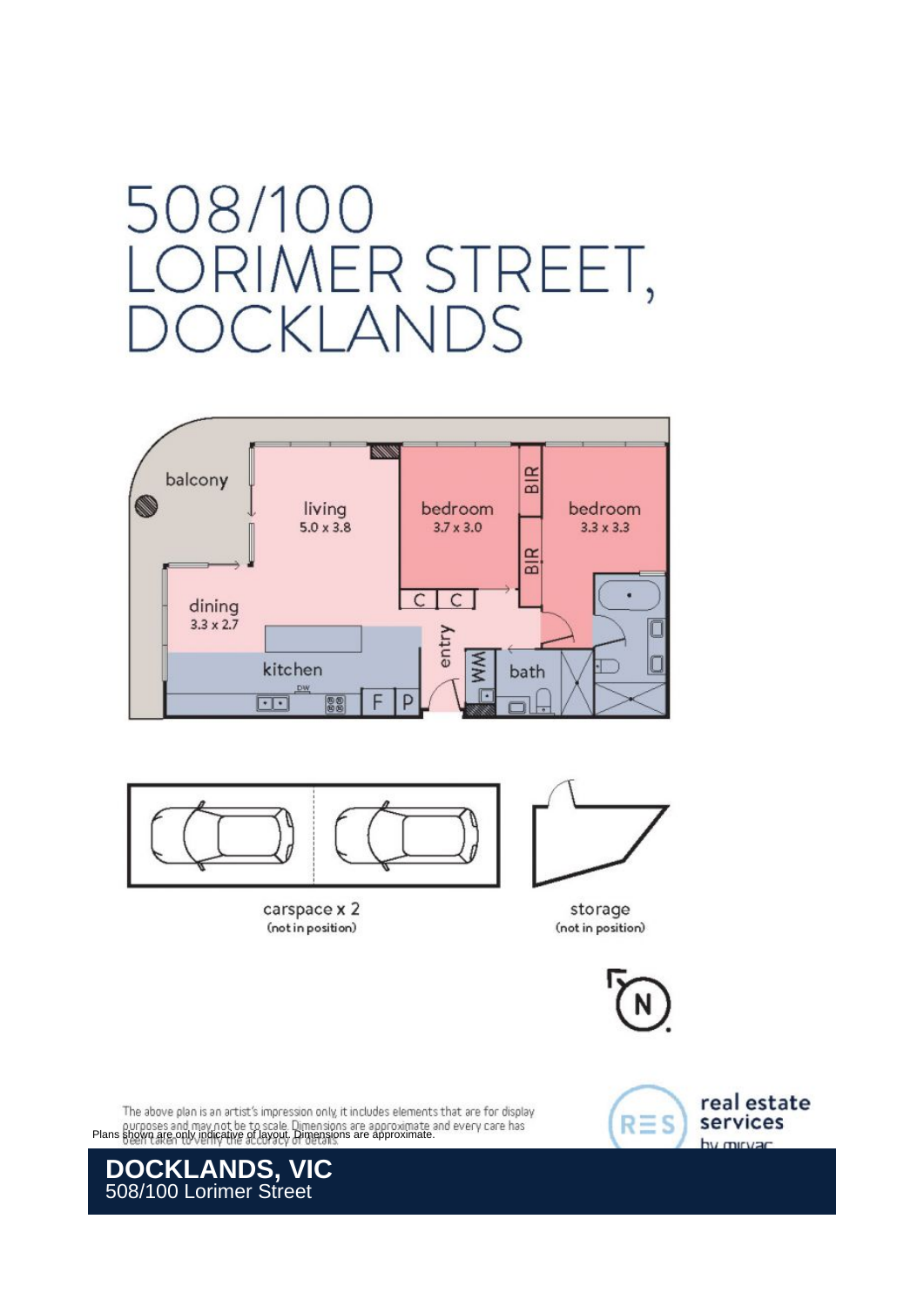# 508/100 LORIMER STREET, DOCKLANDS

balcony

living
5.0 x 3.8

bedroom
3.7 x 3.0

BIR

BIR

bedroom
3.3 x 3.3

dining
3.3 x 2.7

C C

entry

kitchen

DW

F P

WM

bath

carspace x 2
(not in position)

storage
(not in position)

N

The above plan is an artist's impression only, it includes elements that are for display purposes and may not be to scale. Dimensions are approximate and every care has been taken to verify the accuracy of details.

Plans shown are only indicative of layout. Dimensions are approximate.

real estate services by mirvac

**DOCKLANDS, VIC**
508/100 Lorimer Street